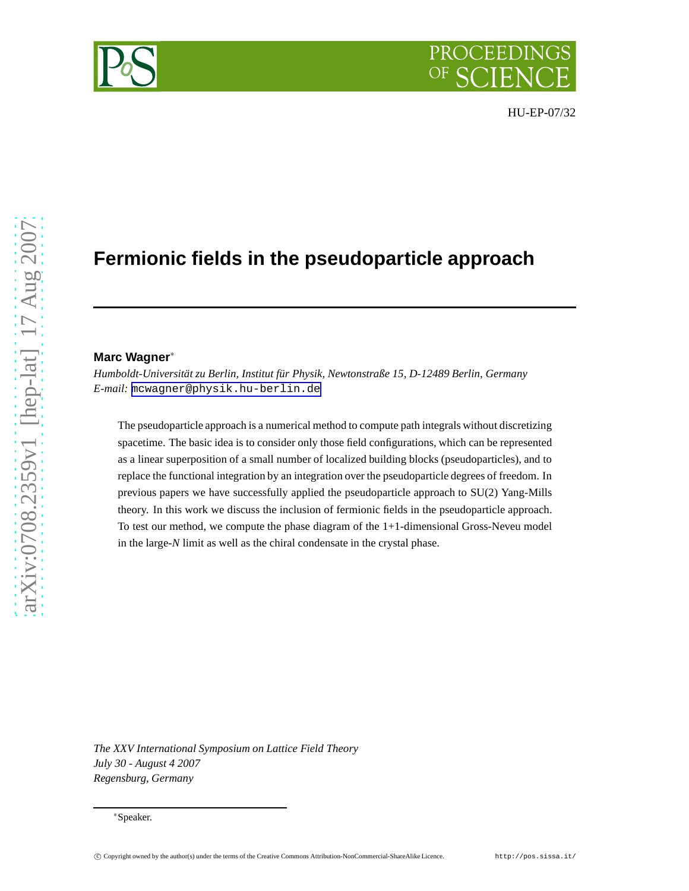HU-EP-07/32

# Fermionic fields in the pseudoparticle approach

**Marc Wagner***

*Humboldt-Universität zu Berlin, Institut für Physik, Newtonstraße 15, D-12489 Berlin, Germany*
*E-mail:* mcwagner@physik.hu-berlin.de

The pseudoparticle approach is a numerical method to compute path integrals without discretizing spacetime. The basic idea is to consider only those field configurations, which can be represented as a linear superposition of a small number of localized building blocks (pseudoparticles), and to replace the functional integration by an integration over the pseudoparticle degrees of freedom. In previous papers we have successfully applied the pseudoparticle approach to SU(2) Yang-Mills theory. In this work we discuss the inclusion of fermionic fields in the pseudoparticle approach. To test our method, we compute the phase diagram of the 1+1-dimensional Gross-Neveu model in the large-*N* limit as well as the chiral condensate in the crystal phase.

*The XXV International Symposium on Lattice Field Theory*
*July 30 - August 4 2007*
*Regensburg, Germany*

*Speaker.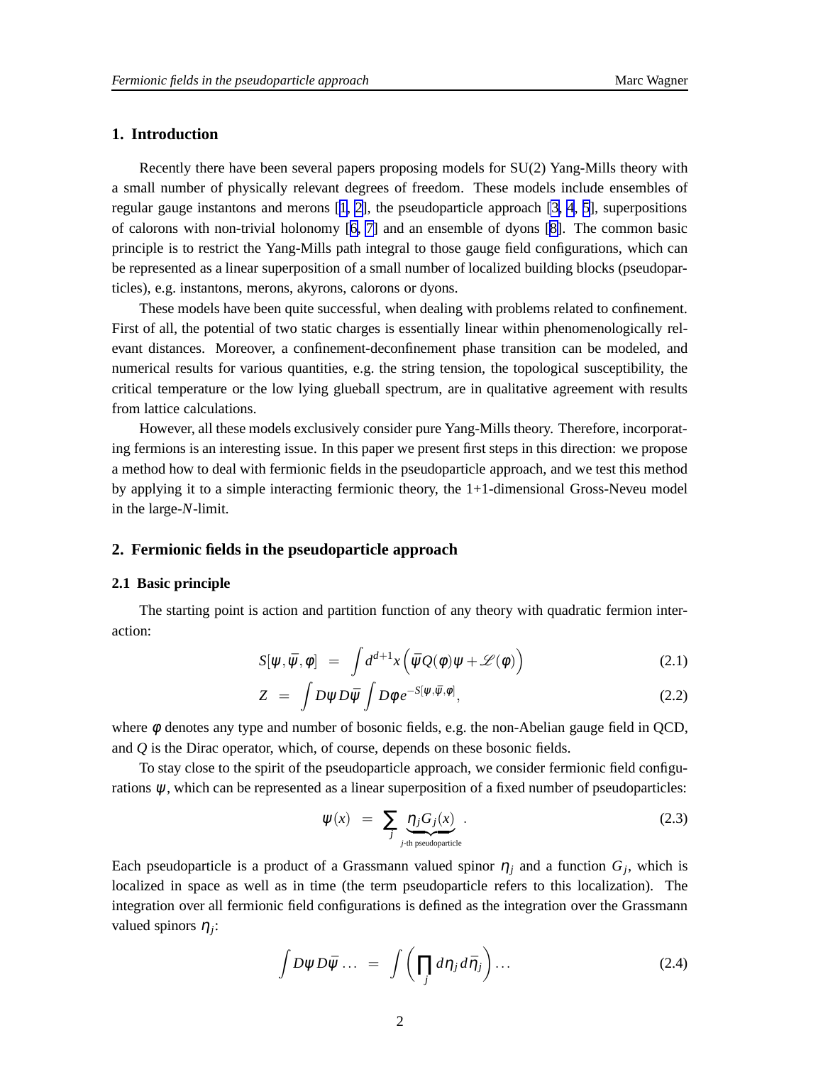## 1. Introduction

Recently there have been several papers proposing models for SU(2) Yang-Mills theory with a small number of physically relevant degrees of freedom. These models include ensembles of regular gauge instantons and merons [1, 2], the pseudoparticle approach [3, 4, 5], superpositions of calorons with non-trivial holonomy [6, 7] and an ensemble of dyons [8]. The common basic principle is to restrict the Yang-Mills path integral to those gauge field configurations, which can be represented as a linear superposition of a small number of localized building blocks (pseudoparticles), e.g. instantons, merons, akyrons, calorons or dyons.

These models have been quite successful, when dealing with problems related to confinement. First of all, the potential of two static charges is essentially linear within phenomenologically relevant distances. Moreover, a confinement-deconfinement phase transition can be modeled, and numerical results for various quantities, e.g. the string tension, the topological susceptibility, the critical temperature or the low lying glueball spectrum, are in qualitative agreement with results from lattice calculations.

However, all these models exclusively consider pure Yang-Mills theory. Therefore, incorporating fermions is an interesting issue. In this paper we present first steps in this direction: we propose a method how to deal with fermionic fields in the pseudoparticle approach, and we test this method by applying it to a simple interacting fermionic theory, the 1+1-dimensional Gross-Neveu model in the large-$N$-limit.

## 2. Fermionic fields in the pseudoparticle approach

### 2.1 Basic principle

The starting point is action and partition function of any theory with quadratic fermion interaction:

$$S[\psi,\bar{\psi},\phi] \;=\; \int d^{d+1}x \left(\bar{\psi} Q(\phi)\psi + \mathscr{L}(\phi)\right) \tag{2.1}$$

$$Z \;=\; \int D\psi\, D\bar{\psi} \int D\phi\, e^{-S[\psi,\bar{\psi},\phi]}, \tag{2.2}$$

where $\phi$ denotes any type and number of bosonic fields, e.g. the non-Abelian gauge field in QCD, and $Q$ is the Dirac operator, which, of course, depends on these bosonic fields.

To stay close to the spirit of the pseudoparticle approach, we consider fermionic field configurations $\psi$, which can be represented as a linear superposition of a fixed number of pseudoparticles:

$$\psi(x) \;=\; \sum_j \underbrace{\eta_j G_j(x)}_{j\text{-th pseudoparticle}} . \tag{2.3}$$

Each pseudoparticle is a product of a Grassmann valued spinor $\eta_j$ and a function $G_j$, which is localized in space as well as in time (the term pseudoparticle refers to this localization). The integration over all fermionic field configurations is defined as the integration over the Grassmann valued spinors $\eta_j$:

$$\int D\psi\, D\bar{\psi} \ldots \;=\; \int \left(\prod_j d\eta_j\, d\bar{\eta}_j\right) \ldots \tag{2.4}$$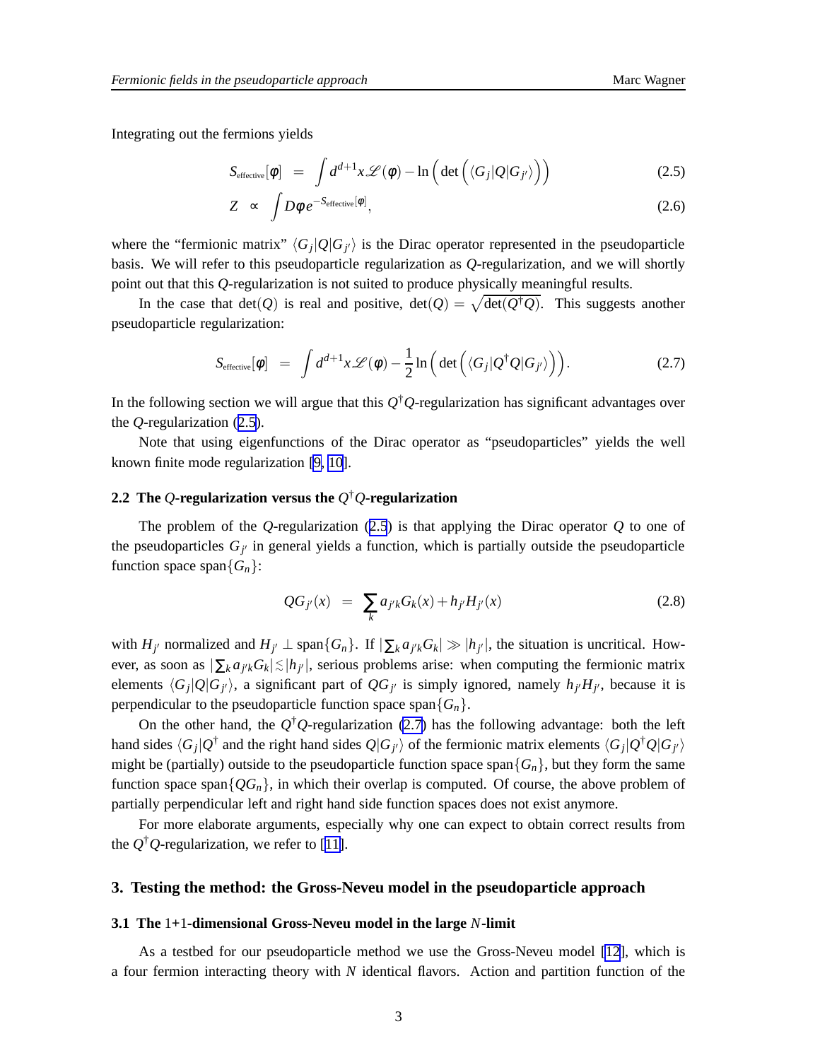Integrating out the fermions yields

$$S_{\text{effective}}[\phi] \;=\; \int d^{d+1}x \mathscr{L}(\phi) - \ln\Big(\det\Big(\langle G_j|Q|G_{j'}\rangle\Big)\Big) \tag{2.5}$$

$$Z \;\propto\; \int D\phi\, e^{-S_{\text{effective}}[\phi]}, \tag{2.6}$$

where the "fermionic matrix" $\langle G_j|Q|G_{j'}\rangle$ is the Dirac operator represented in the pseudoparticle basis. We will refer to this pseudoparticle regularization as $Q$-regularization, and we will shortly point out that this $Q$-regularization is not suited to produce physically meaningful results.

In the case that $\det(Q)$ is real and positive, $\det(Q) = \sqrt{\det(Q^\dagger Q)}$. This suggests another pseudoparticle regularization:

$$S_{\text{effective}}[\phi] \;=\; \int d^{d+1}x \mathscr{L}(\phi) - \frac{1}{2}\ln\Big(\det\Big(\langle G_j|Q^\dagger Q|G_{j'}\rangle\Big)\Big). \tag{2.7}$$

In the following section we will argue that this $Q^\dagger Q$-regularization has significant advantages over the $Q$-regularization (2.5).

Note that using eigenfunctions of the Dirac operator as "pseudoparticles" yields the well known finite mode regularization [9, 10].

### 2.2 The $Q$-regularization versus the $Q^\dagger Q$-regularization

The problem of the $Q$-regularization (2.5) is that applying the Dirac operator $Q$ to one of the pseudoparticles $G_{j'}$ in general yields a function, which is partially outside the pseudoparticle function space $\text{span}\{G_n\}$:

$$QG_{j'}(x) \;=\; \sum_k a_{j'k}G_k(x) + h_{j'}H_{j'}(x) \tag{2.8}$$

with $H_{j'}$ normalized and $H_{j'} \perp \text{span}\{G_n\}$. If $|\sum_k a_{j'k}G_k| \gg |h_{j'}|$, the situation is uncritical. However, as soon as $|\sum_k a_{j'k}G_k| \lesssim |h_{j'}|$, serious problems arise: when computing the fermionic matrix elements $\langle G_j|Q|G_{j'}\rangle$, a significant part of $QG_{j'}$ is simply ignored, namely $h_{j'}H_{j'}$, because it is perpendicular to the pseudoparticle function space $\text{span}\{G_n\}$.

On the other hand, the $Q^\dagger Q$-regularization (2.7) has the following advantage: both the left hand sides $\langle G_j|Q^\dagger$ and the right hand sides $Q|G_{j'}\rangle$ of the fermionic matrix elements $\langle G_j|Q^\dagger Q|G_{j'}\rangle$ might be (partially) outside to the pseudoparticle function space $\text{span}\{G_n\}$, but they form the same function space $\text{span}\{QG_n\}$, in which their overlap is computed. Of course, the above problem of partially perpendicular left and right hand side function spaces does not exist anymore.

For more elaborate arguments, especially why one can expect to obtain correct results from the $Q^\dagger Q$-regularization, we refer to [11].

## 3. Testing the method: the Gross-Neveu model in the pseudoparticle approach

### 3.1 The 1+1-dimensional Gross-Neveu model in the large $N$-limit

As a testbed for our pseudoparticle method we use the Gross-Neveu model [12], which is a four fermion interacting theory with $N$ identical flavors. Action and partition function of the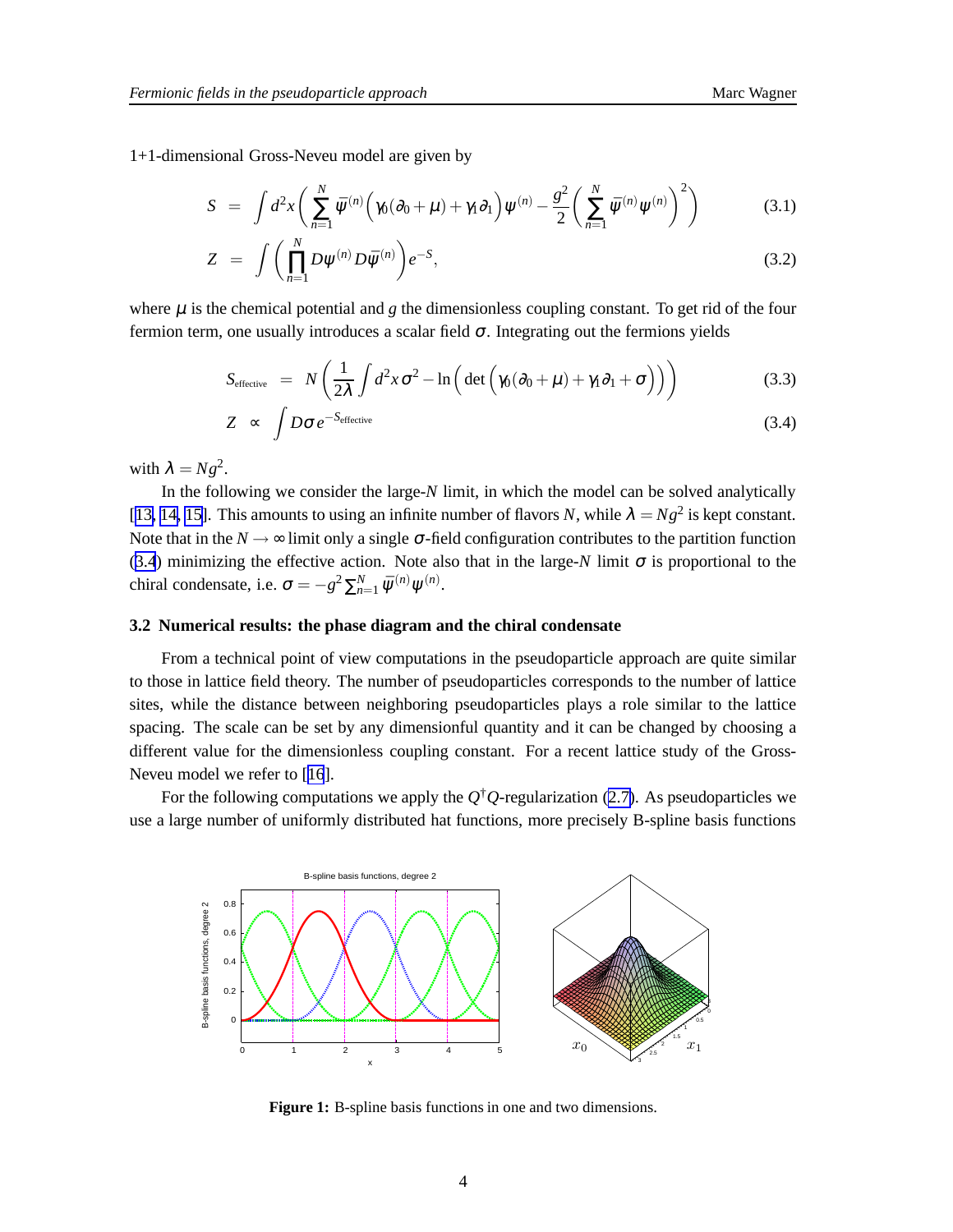1+1-dimensional Gross-Neveu model are given by

$$S = \int d^2x \left( \sum_{n=1}^{N} \bar{\psi}^{(n)} \Big( \gamma_0(\partial_0 + \mu) + \gamma_1 \partial_1 \Big) \psi^{(n)} - \frac{g^2}{2} \left( \sum_{n=1}^{N} \bar{\psi}^{(n)} \psi^{(n)} \right)^2 \right) \tag{3.1}$$

$$Z = \int \left( \prod_{n=1}^{N} D\psi^{(n)} D\bar{\psi}^{(n)} \right) e^{-S}, \tag{3.2}$$

where $\mu$ is the chemical potential and $g$ the dimensionless coupling constant. To get rid of the four fermion term, one usually introduces a scalar field $\sigma$. Integrating out the fermions yields

$$S_{\text{effective}} = N \left( \frac{1}{2\lambda} \int d^2x \, \sigma^2 - \ln\Big( \det\Big( \gamma_0(\partial_0 + \mu) + \gamma_1 \partial_1 + \sigma \Big) \Big) \right) \tag{3.3}$$

$$Z \propto \int D\sigma \, e^{-S_{\text{effective}}} \tag{3.4}$$

with $\lambda = Ng^2$.

In the following we consider the large-$N$ limit, in which the model can be solved analytically [13, 14, 15]. This amounts to using an infinite number of flavors $N$, while $\lambda = Ng^2$ is kept constant. Note that in the $N \to \infty$ limit only a single $\sigma$-field configuration contributes to the partition function (3.4) minimizing the effective action. Note also that in the large-$N$ limit $\sigma$ is proportional to the chiral condensate, i.e. $\sigma = -g^2 \sum_{n=1}^{N} \bar{\psi}^{(n)} \psi^{(n)}$.

### 3.2 Numerical results: the phase diagram and the chiral condensate

From a technical point of view computations in the pseudoparticle approach are quite similar to those in lattice field theory. The number of pseudoparticles corresponds to the number of lattice sites, while the distance between neighboring pseudoparticles plays a role similar to the lattice spacing. The scale can be set by any dimensionful quantity and it can be changed by choosing a different value for the dimensionless coupling constant. For a recent lattice study of the Gross-Neveu model we refer to [16].

For the following computations we apply the $Q^\dagger Q$-regularization (2.7). As pseudoparticles we use a large number of uniformly distributed hat functions, more precisely B-spline basis functions

**Figure 1:** B-spline basis functions in one and two dimensions.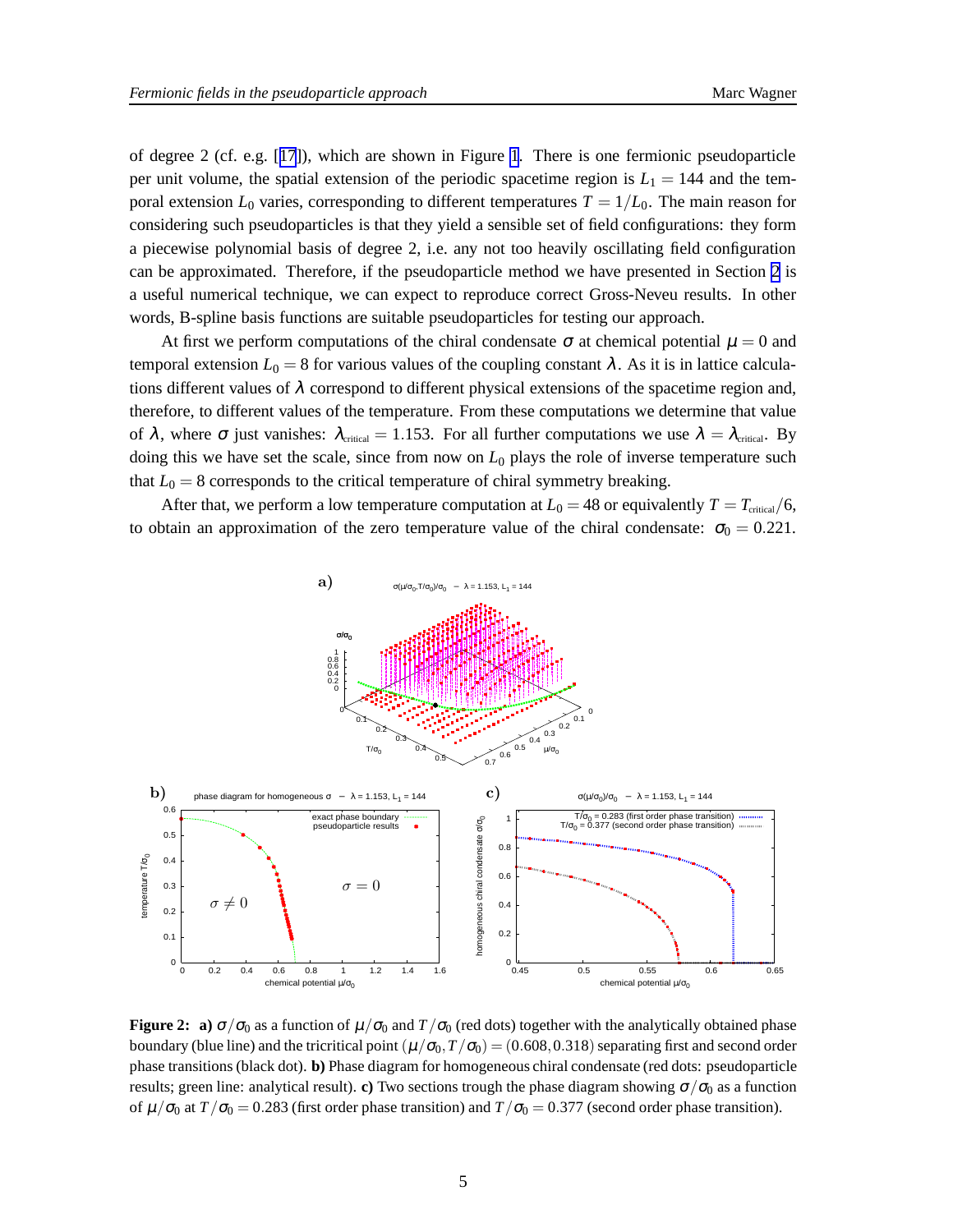of degree 2 (cf. e.g. [17]), which are shown in Figure 1. There is one fermionic pseudoparticle per unit volume, the spatial extension of the periodic spacetime region is $L_1 = 144$ and the temporal extension $L_0$ varies, corresponding to different temperatures $T = 1/L_0$. The main reason for considering such pseudoparticles is that they yield a sensible set of field configurations: they form a piecewise polynomial basis of degree 2, i.e. any not too heavily oscillating field configuration can be approximated. Therefore, if the pseudoparticle method we have presented in Section 2 is a useful numerical technique, we can expect to reproduce correct Gross-Neveu results. In other words, B-spline basis functions are suitable pseudoparticles for testing our approach.

At first we perform computations of the chiral condensate $\sigma$ at chemical potential $\mu = 0$ and temporal extension $L_0 = 8$ for various values of the coupling constant $\lambda$. As it is in lattice calculations different values of $\lambda$ correspond to different physical extensions of the spacetime region and, therefore, to different values of the temperature. From these computations we determine that value of $\lambda$, where $\sigma$ just vanishes: $\lambda_{\text{critical}} = 1.153$. For all further computations we use $\lambda = \lambda_{\text{critical}}$. By doing this we have set the scale, since from now on $L_0$ plays the role of inverse temperature such that $L_0 = 8$ corresponds to the critical temperature of chiral symmetry breaking.

After that, we perform a low temperature computation at $L_0 = 48$ or equivalently $T = T_{\text{critical}}/6$, to obtain an approximation of the zero temperature value of the chiral condensate: $\sigma_0 = 0.221$.

**Figure 2:** **a)** $\sigma/\sigma_0$ as a function of $\mu/\sigma_0$ and $T/\sigma_0$ (red dots) together with the analytically obtained phase boundary (blue line) and the tricritical point $(\mu/\sigma_0, T/\sigma_0) = (0.608, 0.318)$ separating first and second order phase transitions (black dot). **b)** Phase diagram for homogeneous chiral condensate (red dots: pseudoparticle results; green line: analytical result). **c)** Two sections trough the phase diagram showing $\sigma/\sigma_0$ as a function of $\mu/\sigma_0$ at $T/\sigma_0 = 0.283$ (first order phase transition) and $T/\sigma_0 = 0.377$ (second order phase transition).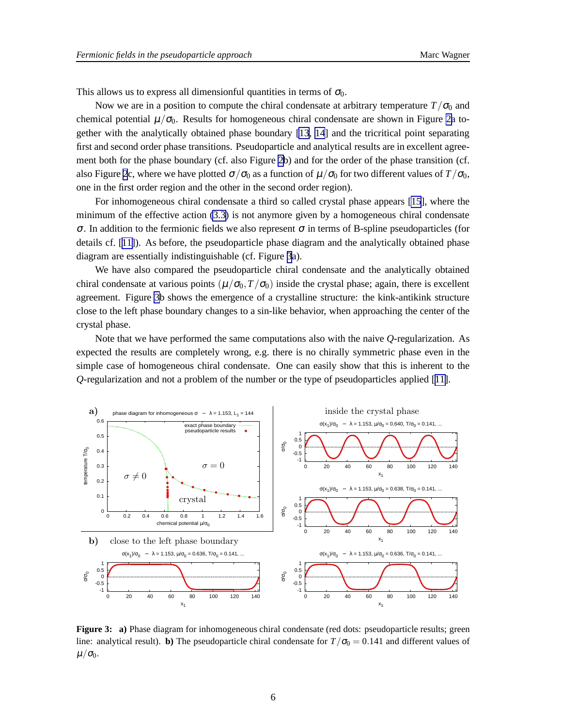This allows us to express all dimensionful quantities in terms of $\sigma_0$.

Now we are in a position to compute the chiral condensate at arbitrary temperature $T/\sigma_0$ and chemical potential $\mu/\sigma_0$. Results for homogeneous chiral condensate are shown in Figure 2a together with the analytically obtained phase boundary [13, 14] and the tricritical point separating first and second order phase transitions. Pseudoparticle and analytical results are in excellent agreement both for the phase boundary (cf. also Figure 2b) and for the order of the phase transition (cf. also Figure 2c, where we have plotted $\sigma/\sigma_0$ as a function of $\mu/\sigma_0$ for two different values of $T/\sigma_0$, one in the first order region and the other in the second order region).

For inhomogeneous chiral condensate a third so called crystal phase appears [15], where the minimum of the effective action (3.3) is not anymore given by a homogeneous chiral condensate $\sigma$. In addition to the fermionic fields we also represent $\sigma$ in terms of B-spline pseudoparticles (for details cf. [11]). As before, the pseudoparticle phase diagram and the analytically obtained phase diagram are essentially indistinguishable (cf. Figure 3a).

We have also compared the pseudoparticle chiral condensate and the analytically obtained chiral condensate at various points $(\mu/\sigma_0, T/\sigma_0)$ inside the crystal phase; again, there is excellent agreement. Figure 3b shows the emergence of a crystalline structure: the kink-antikink structure close to the left phase boundary changes to a sin-like behavior, when approaching the center of the crystal phase.

Note that we have performed the same computations also with the naive $Q$-regularization. As expected the results are completely wrong, e.g. there is no chirally symmetric phase even in the simple case of homogeneous chiral condensate. One can easily show that this is inherent to the $Q$-regularization and not a problem of the number or the type of pseudoparticles applied [11].

**Figure 3:** **a)** Phase diagram for inhomogeneous chiral condensate (red dots: pseudoparticle results; green line: analytical result). **b)** The pseudoparticle chiral condensate for $T/\sigma_0 = 0.141$ and different values of $\mu/\sigma_0$.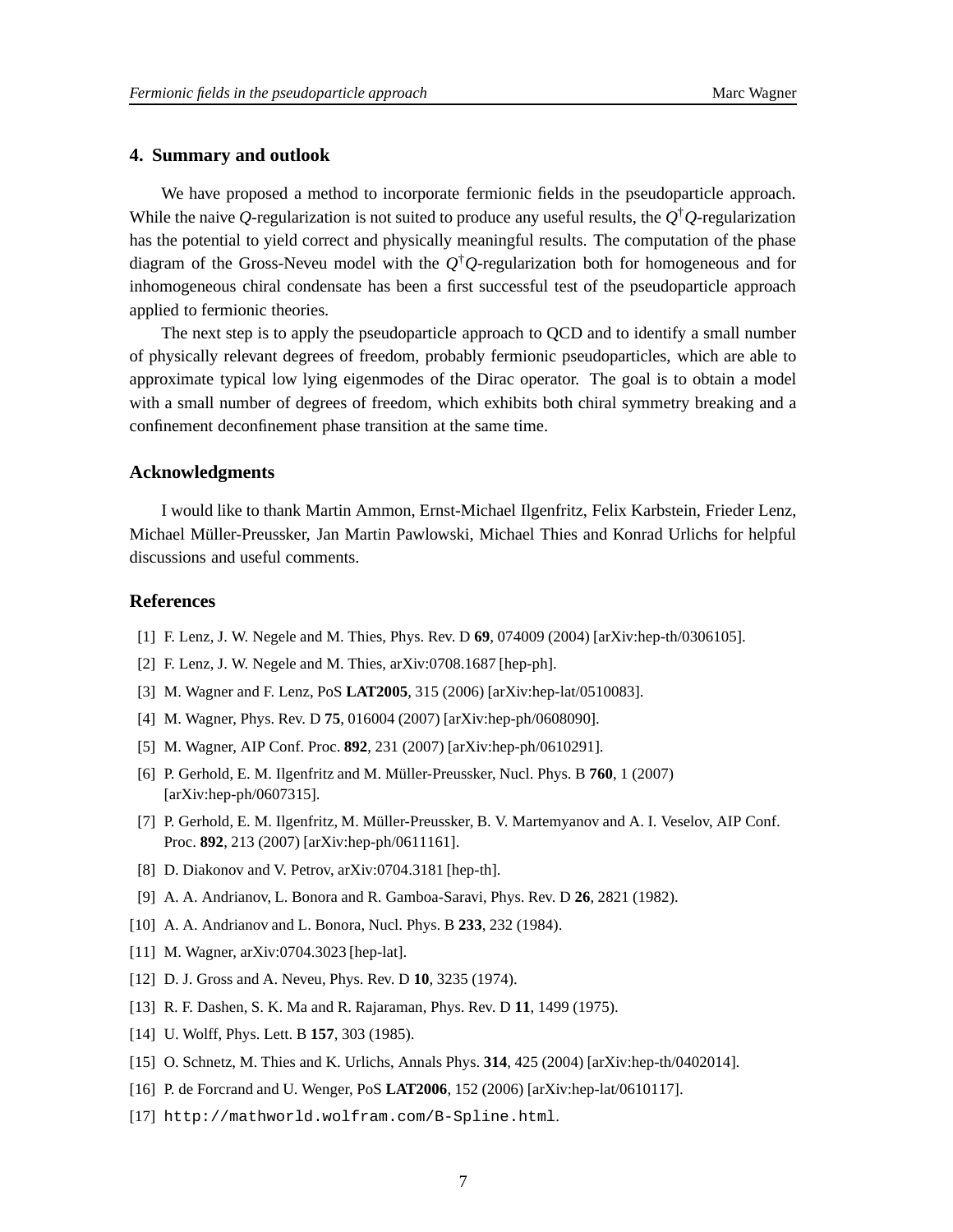## 4. Summary and outlook

We have proposed a method to incorporate fermionic fields in the pseudoparticle approach. While the naive $Q$-regularization is not suited to produce any useful results, the $Q^\dagger Q$-regularization has the potential to yield correct and physically meaningful results. The computation of the phase diagram of the Gross-Neveu model with the $Q^\dagger Q$-regularization both for homogeneous and for inhomogeneous chiral condensate has been a first successful test of the pseudoparticle approach applied to fermionic theories.

The next step is to apply the pseudoparticle approach to QCD and to identify a small number of physically relevant degrees of freedom, probably fermionic pseudoparticles, which are able to approximate typical low lying eigenmodes of the Dirac operator. The goal is to obtain a model with a small number of degrees of freedom, which exhibits both chiral symmetry breaking and a confinement deconfinement phase transition at the same time.

## Acknowledgments

I would like to thank Martin Ammon, Ernst-Michael Ilgenfritz, Felix Karbstein, Frieder Lenz, Michael Müller-Preussker, Jan Martin Pawlowski, Michael Thies and Konrad Urlichs for helpful discussions and useful comments.

## References

[1] F. Lenz, J. W. Negele and M. Thies, Phys. Rev. D **69**, 074009 (2004) [arXiv:hep-th/0306105].

[2] F. Lenz, J. W. Negele and M. Thies, arXiv:0708.1687 [hep-ph].

[3] M. Wagner and F. Lenz, PoS **LAT2005**, 315 (2006) [arXiv:hep-lat/0510083].

[4] M. Wagner, Phys. Rev. D **75**, 016004 (2007) [arXiv:hep-ph/0608090].

[5] M. Wagner, AIP Conf. Proc. **892**, 231 (2007) [arXiv:hep-ph/0610291].

[6] P. Gerhold, E. M. Ilgenfritz and M. Müller-Preussker, Nucl. Phys. B **760**, 1 (2007) [arXiv:hep-ph/0607315].

[7] P. Gerhold, E. M. Ilgenfritz, M. Müller-Preussker, B. V. Martemyanov and A. I. Veselov, AIP Conf. Proc. **892**, 213 (2007) [arXiv:hep-ph/0611161].

[8] D. Diakonov and V. Petrov, arXiv:0704.3181 [hep-th].

[9] A. A. Andrianov, L. Bonora and R. Gamboa-Saravi, Phys. Rev. D **26**, 2821 (1982).

[10] A. A. Andrianov and L. Bonora, Nucl. Phys. B **233**, 232 (1984).

[11] M. Wagner, arXiv:0704.3023 [hep-lat].

[12] D. J. Gross and A. Neveu, Phys. Rev. D **10**, 3235 (1974).

[13] R. F. Dashen, S. K. Ma and R. Rajaraman, Phys. Rev. D **11**, 1499 (1975).

[14] U. Wolff, Phys. Lett. B **157**, 303 (1985).

[15] O. Schnetz, M. Thies and K. Urlichs, Annals Phys. **314**, 425 (2004) [arXiv:hep-th/0402014].

[16] P. de Forcrand and U. Wenger, PoS **LAT2006**, 152 (2006) [arXiv:hep-lat/0610117].

[17] http://mathworld.wolfram.com/B-Spline.html.